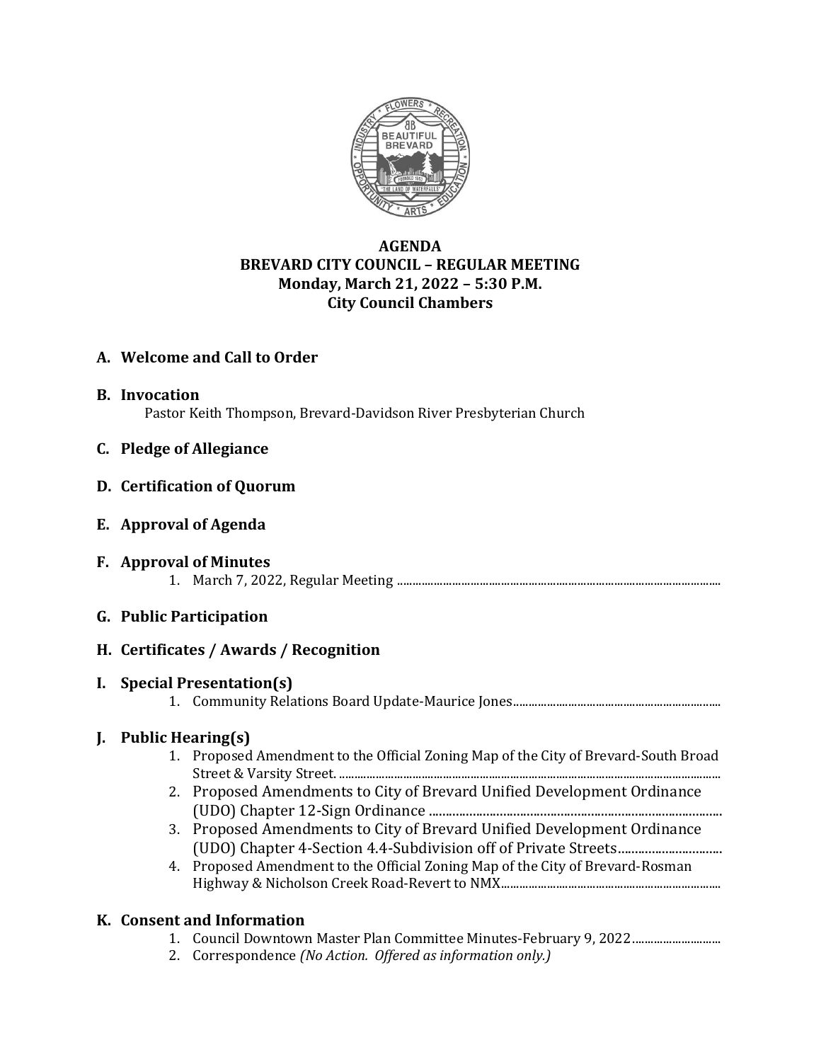**AGENDA**
**BREVARD CITY COUNCIL – REGULAR MEETING**
**Monday, March 21, 2022 – 5:30 P.M.**
**City Council Chambers**

## A. Welcome and Call to Order

## B. Invocation

Pastor Keith Thompson, Brevard-Davidson River Presbyterian Church

## C. Pledge of Allegiance

## D. Certification of Quorum

## E. Approval of Agenda

## F. Approval of Minutes

1. March 7, 2022, Regular Meeting ..........................................................................................................

## G. Public Participation

## H. Certificates / Awards / Recognition

## I. Special Presentation(s)

1. Community Relations Board Update-Maurice Jones....................................................................

## J. Public Hearing(s)

1. Proposed Amendment to the Official Zoning Map of the City of Brevard-South Broad Street & Varsity Street. ..........................................................................................................
2. Proposed Amendments to City of Brevard Unified Development Ordinance (UDO) Chapter 12-Sign Ordinance ......................................................................................
3. Proposed Amendments to City of Brevard Unified Development Ordinance (UDO) Chapter 4-Section 4.4-Subdivision off of Private Streets..............................
4. Proposed Amendment to the Official Zoning Map of the City of Brevard-Rosman Highway & Nicholson Creek Road-Revert to NMX......................................................................

## K. Consent and Information

1. Council Downtown Master Plan Committee Minutes-February 9, 2022............................
2. Correspondence *(No Action. Offered as information only.)*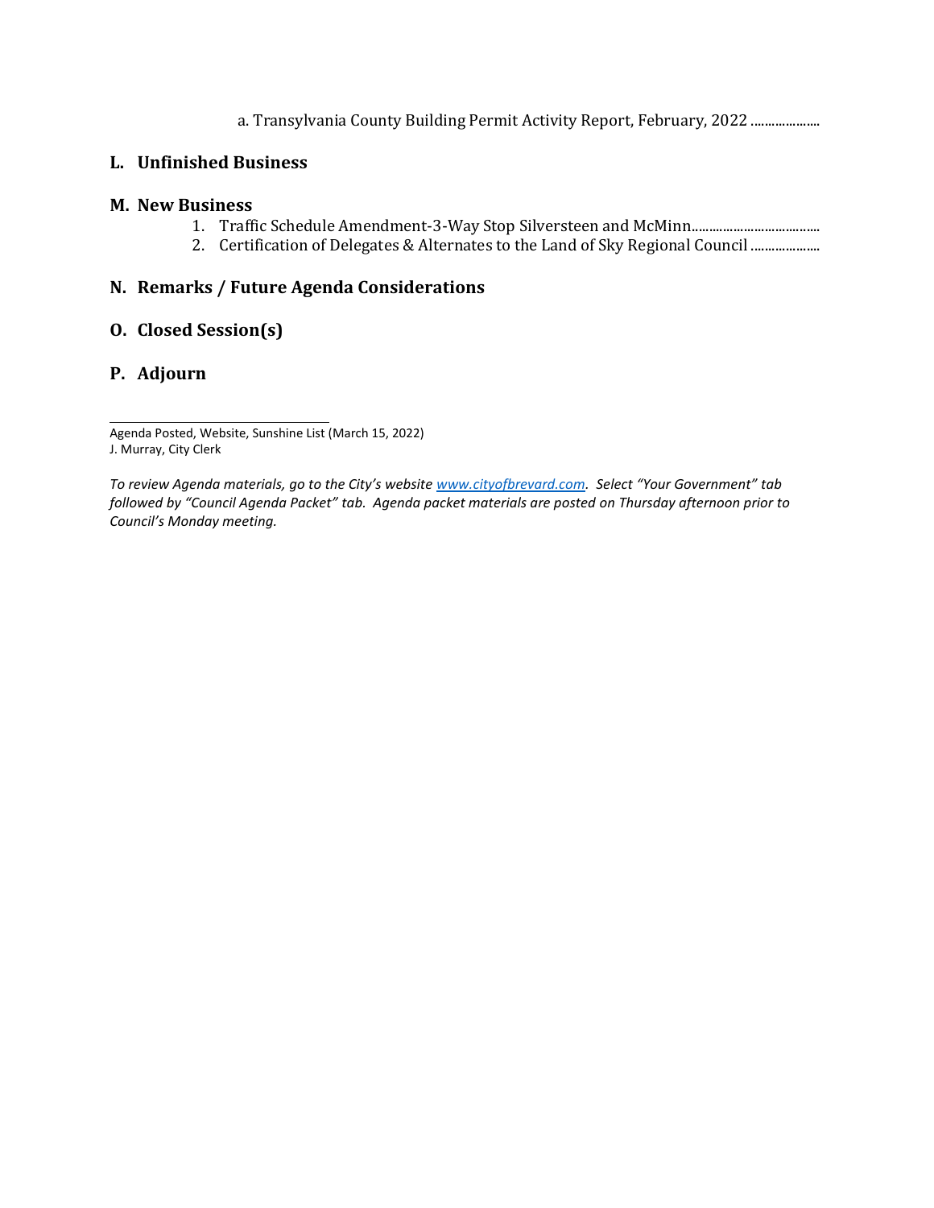a. Transylvania County Building Permit Activity Report, February, 2022 ....................

## L. Unfinished Business

## M. New Business

1. Traffic Schedule Amendment-3-Way Stop Silversteen and McMinn....................................
2. Certification of Delegates & Alternates to the Land of Sky Regional Council ....................

## N. Remarks / Future Agenda Considerations

## O. Closed Session(s)

## P. Adjourn

Agenda Posted, Website, Sunshine List (March 15, 2022)
J. Murray, City Clerk

*To review Agenda materials, go to the City's website [www.cityofbrevard.com](http://www.cityofbrevard.com). Select "Your Government" tab followed by "Council Agenda Packet" tab. Agenda packet materials are posted on Thursday afternoon prior to Council's Monday meeting.*